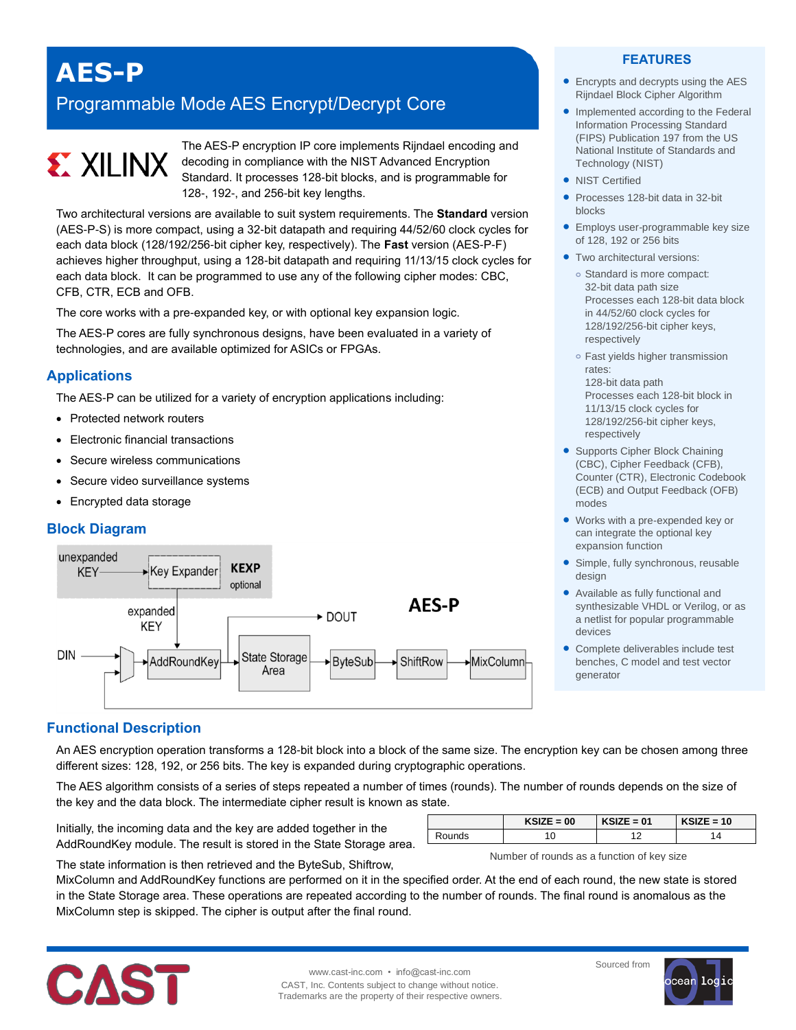# AES-P

## Programmable Mode AES Encrypt/Decrypt Core

XILINX

The AES-P encryption IP core implements Rijndael encoding and decoding in compliance with the NIST Advanced Encryption Standard. It processes 128-bit blocks, and is programmable for 128-, 192-, and 256-bit key lengths.

Two architectural versions are available to suit system requirements. The **Standard** version (AES-P-S) is more compact, using a 32-bit datapath and requiring 44/52/60 clock cycles for each data block (128/192/256-bit cipher key, respectively). The **Fast** version (AES-P-F) achieves higher throughput, using a 128-bit datapath and requiring 11/13/15 clock cycles for each data block. It can be programmed to use any of the following cipher modes: CBC, CFB, CTR, ECB and OFB.

The core works with a pre-expanded key, or with optional key expansion logic.

The AES-P cores are fully synchronous designs, have been evaluated in a variety of technologies, and are available optimized for ASICs or FPGAs.

## Applications

The AES-P can be utilized for a variety of encryption applications including:

- Protected network routers
- Electronic financial transactions
- Secure wireless communications
- Secure video surveillance systems
- Encrypted data storage

## Block Diagram

unexpanded KEY
Key Expander
KEXP optional
expanded KEY
DOUT
AES-P
DIN
AddRoundKey
State Storage Area
ByteSub
ShiftRow
MixColumn

## FEATURES

- Encrypts and decrypts using the AES Rijndael Block Cipher Algorithm
- Implemented according to the Federal Information Processing Standard (FIPS) Publication 197 from the US National Institute of Standards and Technology (NIST)
- NIST Certified
- Processes 128-bit data in 32-bit blocks
- Employs user-programmable key size of 128, 192 or 256 bits
- Two architectural versions:
  - Standard is more compact:
    32-bit data path size
    Processes each 128-bit data block in 44/52/60 clock cycles for 128/192/256-bit cipher keys, respectively
  - Fast yields higher transmission rates:
    128-bit data path
    Processes each 128-bit block in 11/13/15 clock cycles for 128/192/256-bit cipher keys, respectively
- Supports Cipher Block Chaining (CBC), Cipher Feedback (CFB), Counter (CTR), Electronic Codebook (ECB) and Output Feedback (OFB) modes
- Works with a pre-expended key or can integrate the optional key expansion function
- Simple, fully synchronous, reusable design
- Available as fully functional and synthesizable VHDL or Verilog, or as a netlist for popular programmable devices
- Complete deliverables include test benches, C model and test vector generator

## Functional Description

An AES encryption operation transforms a 128-bit block into a block of the same size. The encryption key can be chosen among three different sizes: 128, 192, or 256 bits. The key is expanded during cryptographic operations.

The AES algorithm consists of a series of steps repeated a number of times (rounds). The number of rounds depends on the size of the key and the data block. The intermediate cipher result is known as state.

Initially, the incoming data and the key are added together in the AddRoundKey module. The result is stored in the State Storage area.

| | KSIZE = 00 | KSIZE = 01 | KSIZE = 10 |
|---|---|---|---|
| Rounds | 10 | 12 | 14 |

Number of rounds as a function of key size

The state information is then retrieved and the ByteSub, Shiftrow, MixColumn and AddRoundKey functions are performed on it in the specified order. At the end of each round, the new state is stored in the State Storage area. These operations are repeated according to the number of rounds. The final round is anomalous as the MixColumn step is skipped. The cipher is output after the final round.

CAST

www.cast-inc.com • info@cast-inc.com
CAST, Inc. Contents subject to change without notice.
Trademarks are the property of their respective owners.

Sourced from ocean logic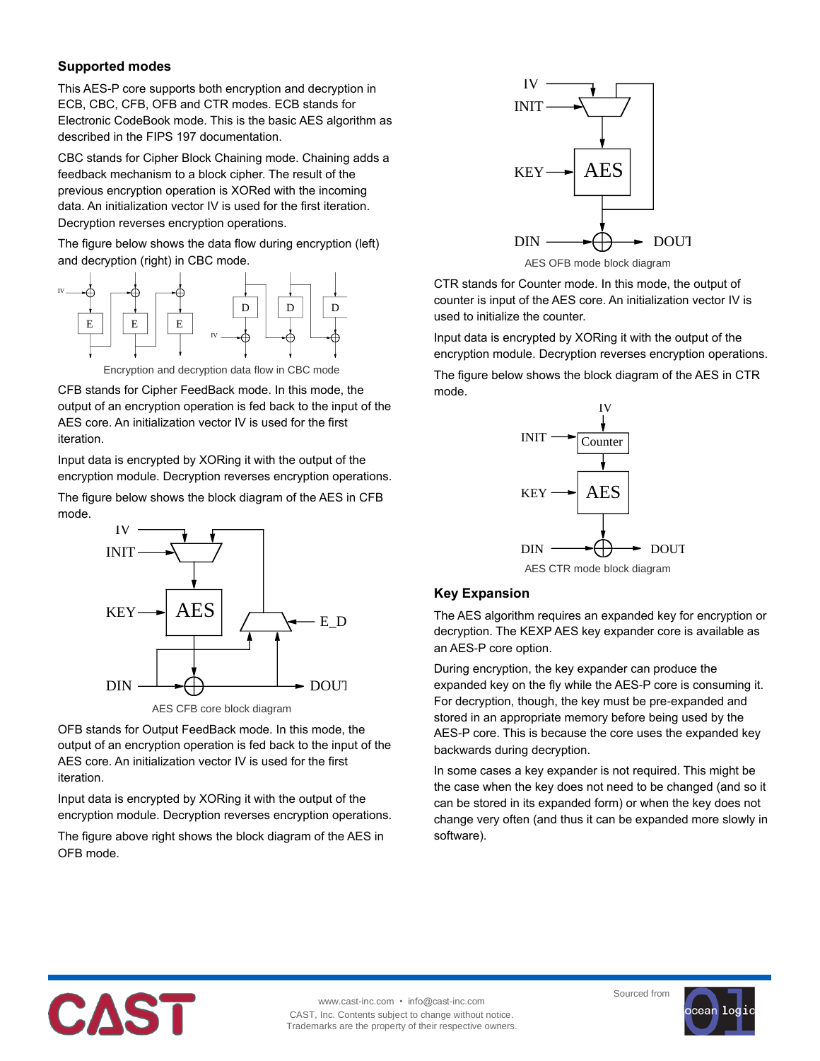## Supported modes

This AES-P core supports both encryption and decryption in ECB, CBC, CFB, OFB and CTR modes. ECB stands for Electronic CodeBook mode. This is the basic AES algorithm as described in the FIPS 197 documentation.

CBC stands for Cipher Block Chaining mode. Chaining adds a feedback mechanism to a block cipher. The result of the previous encryption operation is XORed with the incoming data. An initialization vector IV is used for the first iteration. Decryption reverses encryption operations.

The figure below shows the data flow during encryption (left) and decryption (right) in CBC mode.

IV
E
E
E
D
D
D
IV

Encryption and decryption data flow in CBC mode

CFB stands for Cipher FeedBack mode. In this mode, the output of an encryption operation is fed back to the input of the AES core. An initialization vector IV is used for the first iteration.

Input data is encrypted by XORing it with the output of the encryption module. Decryption reverses encryption operations.

The figure below shows the block diagram of the AES in CFB mode.

IV
INIT
KEY
AES
E_D
DIN
DOUT

AES CFB core block diagram

OFB stands for Output FeedBack mode. In this mode, the output of an encryption operation is fed back to the input of the AES core. An initialization vector IV is used for the first iteration.

Input data is encrypted by XORing it with the output of the encryption module. Decryption reverses encryption operations.

The figure above right shows the block diagram of the AES in OFB mode.

IV
INIT
KEY
AES
DIN
DOUT

AES OFB mode block diagram

CTR stands for Counter mode. In this mode, the output of counter is input of the AES core. An initialization vector IV is used to initialize the counter.

Input data is encrypted by XORing it with the output of the encryption module. Decryption reverses encryption operations.

The figure below shows the block diagram of the AES in CTR mode.

IV
INIT
Counter
KEY
AES
DIN
DOUT

AES CTR mode block diagram

## Key Expansion

The AES algorithm requires an expanded key for encryption or decryption. The KEXP AES key expander core is available as an AES-P core option.

During encryption, the key expander can produce the expanded key on the fly while the AES-P core is consuming it. For decryption, though, the key must be pre-expanded and stored in an appropriate memory before being used by the AES-P core. This is because the core uses the expanded key backwards during decryption.

In some cases a key expander is not required. This might be the case when the key does not need to be changed (and so it can be stored in its expanded form) or when the key does not change very often (and thus it can be expanded more slowly in software).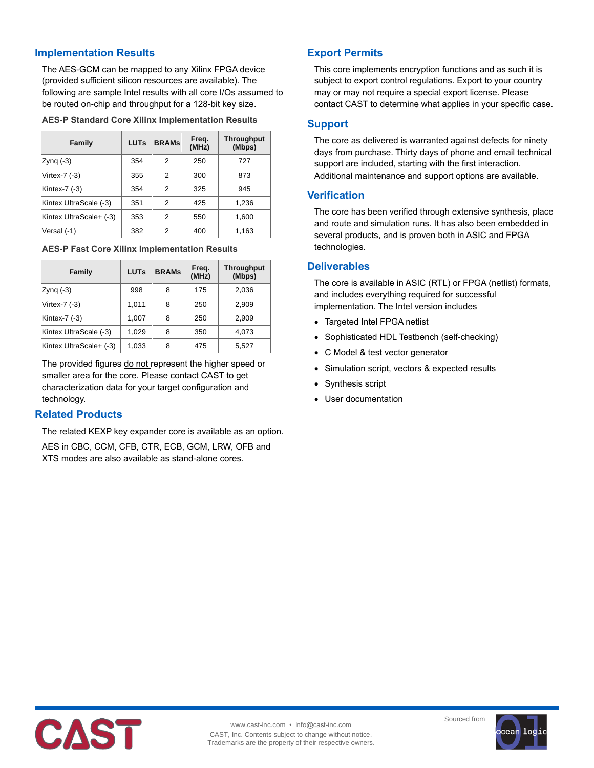## Implementation Results

The AES-GCM can be mapped to any Xilinx FPGA device (provided sufficient silicon resources are available). The following are sample Intel results with all core I/Os assumed to be routed on-chip and throughput for a 128-bit key size.

**AES-P Standard Core Xilinx Implementation Results**

| Family | LUTs | BRAMs | Freq. (MHz) | Throughput (Mbps) |
|---|---|---|---|---|
| Zynq (-3) | 354 | 2 | 250 | 727 |
| Virtex-7 (-3) | 355 | 2 | 300 | 873 |
| Kintex-7 (-3) | 354 | 2 | 325 | 945 |
| Kintex UltraScale (-3) | 351 | 2 | 425 | 1,236 |
| Kintex UltraScale+ (-3) | 353 | 2 | 550 | 1,600 |
| Versal (-1) | 382 | 2 | 400 | 1,163 |

**AES-P Fast Core Xilinx Implementation Results**

| Family | LUTs | BRAMs | Freq. (MHz) | Throughput (Mbps) |
|---|---|---|---|---|
| Zynq (-3) | 998 | 8 | 175 | 2,036 |
| Virtex-7 (-3) | 1,011 | 8 | 250 | 2,909 |
| Kintex-7 (-3) | 1,007 | 8 | 250 | 2,909 |
| Kintex UltraScale (-3) | 1,029 | 8 | 350 | 4,073 |
| Kintex UltraScale+ (-3) | 1,033 | 8 | 475 | 5,527 |

The provided figures do not represent the higher speed or smaller area for the core. Please contact CAST to get characterization data for your target configuration and technology.

## Related Products

The related KEXP key expander core is available as an option.

AES in CBC, CCM, CFB, CTR, ECB, GCM, LRW, OFB and XTS modes are also available as stand-alone cores.

## Export Permits

This core implements encryption functions and as such it is subject to export control regulations. Export to your country may or may not require a special export license. Please contact CAST to determine what applies in your specific case.

## Support

The core as delivered is warranted against defects for ninety days from purchase. Thirty days of phone and email technical support are included, starting with the first interaction. Additional maintenance and support options are available.

## Verification

The core has been verified through extensive synthesis, place and route and simulation runs. It has also been embedded in several products, and is proven both in ASIC and FPGA technologies.

## Deliverables

The core is available in ASIC (RTL) or FPGA (netlist) formats, and includes everything required for successful implementation. The Intel version includes

- Targeted Intel FPGA netlist
- Sophisticated HDL Testbench (self-checking)
- C Model & test vector generator
- Simulation script, vectors & expected results
- Synthesis script
- User documentation

CAST

www.cast-inc.com • info@cast-inc.com
CAST, Inc. Contents subject to change without notice.
Trademarks are the property of their respective owners.

Sourced from ocean logic